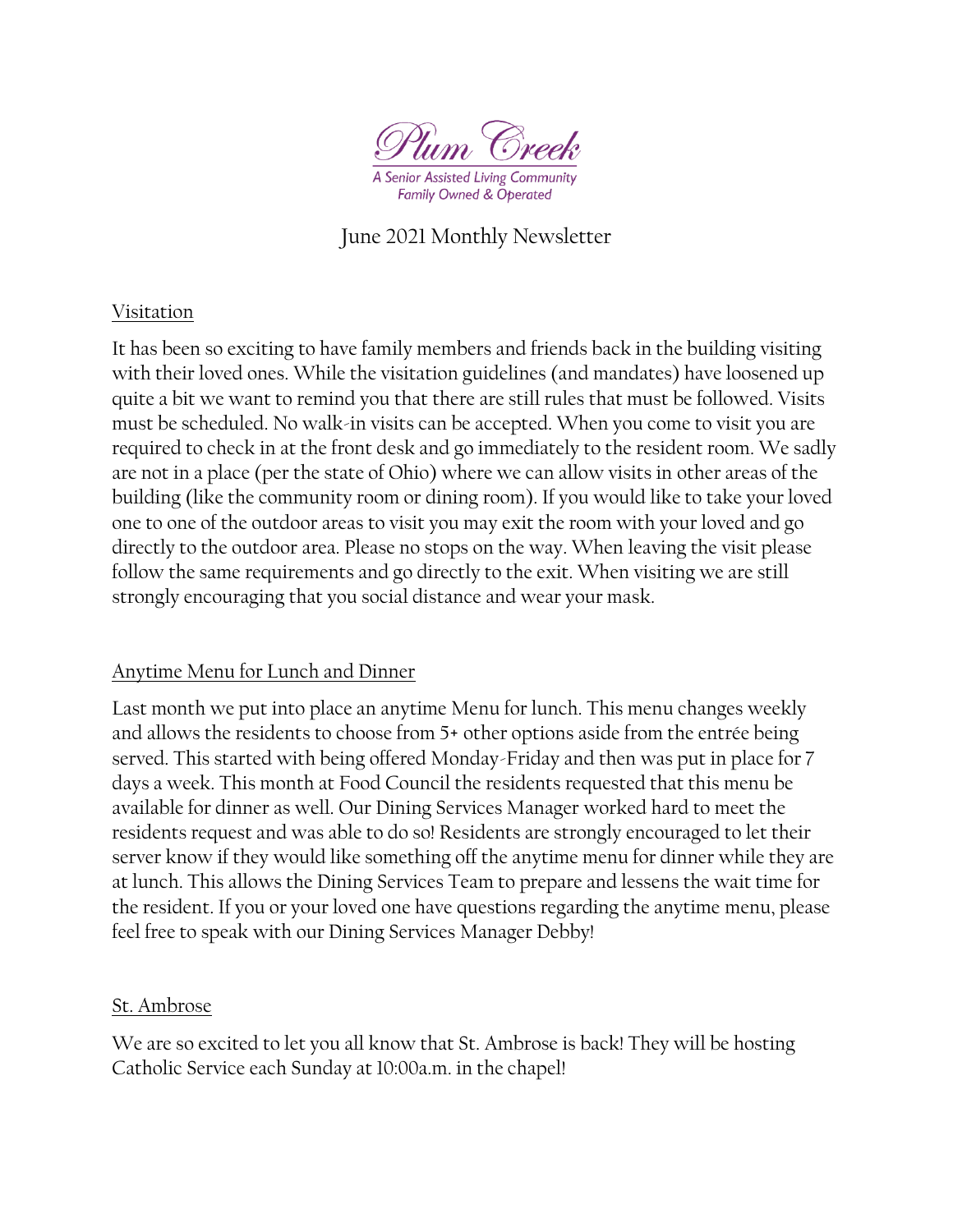Plum Creek

A Senior Assisted Living Community
Family Owned & Operated

# June 2021 Monthly Newsletter

## Visitation

It has been so exciting to have family members and friends back in the building visiting with their loved ones. While the visitation guidelines (and mandates) have loosened up quite a bit we want to remind you that there are still rules that must be followed. Visits must be scheduled. No walk-in visits can be accepted. When you come to visit you are required to check in at the front desk and go immediately to the resident room. We sadly are not in a place (per the state of Ohio) where we can allow visits in other areas of the building (like the community room or dining room). If you would like to take your loved one to one of the outdoor areas to visit you may exit the room with your loved and go directly to the outdoor area. Please no stops on the way. When leaving the visit please follow the same requirements and go directly to the exit. When visiting we are still strongly encouraging that you social distance and wear your mask.

## Anytime Menu for Lunch and Dinner

Last month we put into place an anytime Menu for lunch. This menu changes weekly and allows the residents to choose from 5+ other options aside from the entrée being served. This started with being offered Monday-Friday and then was put in place for 7 days a week. This month at Food Council the residents requested that this menu be available for dinner as well. Our Dining Services Manager worked hard to meet the residents request and was able to do so! Residents are strongly encouraged to let their server know if they would like something off the anytime menu for dinner while they are at lunch. This allows the Dining Services Team to prepare and lessens the wait time for the resident. If you or your loved one have questions regarding the anytime menu, please feel free to speak with our Dining Services Manager Debby!

## St. Ambrose

We are so excited to let you all know that St. Ambrose is back! They will be hosting Catholic Service each Sunday at 10:00a.m. in the chapel!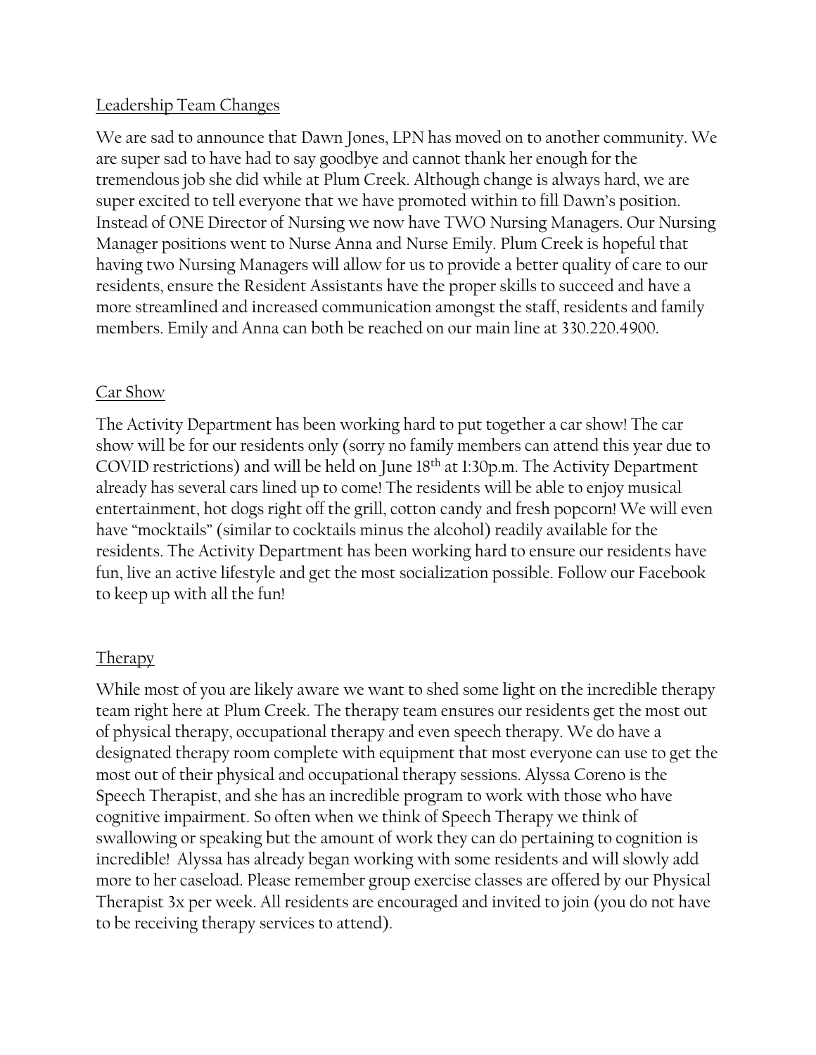## Leadership Team Changes

We are sad to announce that Dawn Jones, LPN has moved on to another community. We are super sad to have had to say goodbye and cannot thank her enough for the tremendous job she did while at Plum Creek. Although change is always hard, we are super excited to tell everyone that we have promoted within to fill Dawn's position. Instead of ONE Director of Nursing we now have TWO Nursing Managers. Our Nursing Manager positions went to Nurse Anna and Nurse Emily. Plum Creek is hopeful that having two Nursing Managers will allow for us to provide a better quality of care to our residents, ensure the Resident Assistants have the proper skills to succeed and have a more streamlined and increased communication amongst the staff, residents and family members. Emily and Anna can both be reached on our main line at 330.220.4900.

## Car Show

The Activity Department has been working hard to put together a car show! The car show will be for our residents only (sorry no family members can attend this year due to COVID restrictions) and will be held on June 18th at 1:30p.m. The Activity Department already has several cars lined up to come! The residents will be able to enjoy musical entertainment, hot dogs right off the grill, cotton candy and fresh popcorn! We will even have "mocktails" (similar to cocktails minus the alcohol) readily available for the residents. The Activity Department has been working hard to ensure our residents have fun, live an active lifestyle and get the most socialization possible. Follow our Facebook to keep up with all the fun!

## Therapy

While most of you are likely aware we want to shed some light on the incredible therapy team right here at Plum Creek. The therapy team ensures our residents get the most out of physical therapy, occupational therapy and even speech therapy. We do have a designated therapy room complete with equipment that most everyone can use to get the most out of their physical and occupational therapy sessions. Alyssa Coreno is the Speech Therapist, and she has an incredible program to work with those who have cognitive impairment. So often when we think of Speech Therapy we think of swallowing or speaking but the amount of work they can do pertaining to cognition is incredible! Alyssa has already began working with some residents and will slowly add more to her caseload. Please remember group exercise classes are offered by our Physical Therapist 3x per week. All residents are encouraged and invited to join (you do not have to be receiving therapy services to attend).